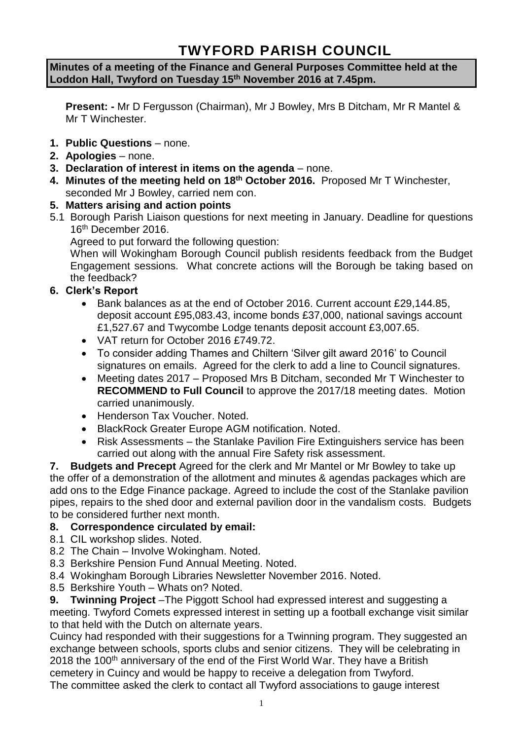# TWYFORD PARISH COUNCIL

**Minutes of a meeting of the Finance and General Purposes Committee held at the Loddon Hall, Twyford on Tuesday 15th November 2016 at 7.45pm.**

**Present: -** Mr D Fergusson (Chairman), Mr J Bowley, Mrs B Ditcham, Mr R Mantel & Mr T Winchester.

1. **Public Questions** – none.
2. **Apologies** – none.
3. **Declaration of interest in items on the agenda** – none.
4. **Minutes of the meeting held on 18th October 2016.** Proposed Mr T Winchester, seconded Mr J Bowley, carried nem con.
5. **Matters arising and action points**

5.1 Borough Parish Liaison questions for next meeting in January. Deadline for questions 16th December 2016.

Agreed to put forward the following question:

When will Wokingham Borough Council publish residents feedback from the Budget Engagement sessions. What concrete actions will the Borough be taking based on the feedback?

6. **Clerk's Report**
   - Bank balances as at the end of October 2016. Current account £29,144.85, deposit account £95,083.43, income bonds £37,000, national savings account £1,527.67 and Twycombe Lodge tenants deposit account £3,007.65.
   - VAT return for October 2016 £749.72.
   - To consider adding Thames and Chiltern 'Silver gilt award 2016' to Council signatures on emails. Agreed for the clerk to add a line to Council signatures.
   - Meeting dates 2017 – Proposed Mrs B Ditcham, seconded Mr T Winchester to **RECOMMEND to Full Council** to approve the 2017/18 meeting dates. Motion carried unanimously.
   - Henderson Tax Voucher. Noted.
   - BlackRock Greater Europe AGM notification. Noted.
   - Risk Assessments – the Stanlake Pavilion Fire Extinguishers service has been carried out along with the annual Fire Safety risk assessment.

**7. Budgets and Precept** Agreed for the clerk and Mr Mantel or Mr Bowley to take up the offer of a demonstration of the allotment and minutes & agendas packages which are add ons to the Edge Finance package. Agreed to include the cost of the Stanlake pavilion pipes, repairs to the shed door and external pavilion door in the vandalism costs. Budgets to be considered further next month.

**8. Correspondence circulated by email:**

8.1 CIL workshop slides. Noted.

8.2 The Chain – Involve Wokingham. Noted.

8.3 Berkshire Pension Fund Annual Meeting. Noted.

8.4 Wokingham Borough Libraries Newsletter November 2016. Noted.

8.5 Berkshire Youth – Whats on? Noted.

**9. Twinning Project** –The Piggott School had expressed interest and suggesting a meeting. Twyford Comets expressed interest in setting up a football exchange visit similar to that held with the Dutch on alternate years.

Cuincy had responded with their suggestions for a Twinning program. They suggested an exchange between schools, sports clubs and senior citizens. They will be celebrating in 2018 the 100th anniversary of the end of the First World War. They have a British cemetery in Cuincy and would be happy to receive a delegation from Twyford.

The committee asked the clerk to contact all Twyford associations to gauge interest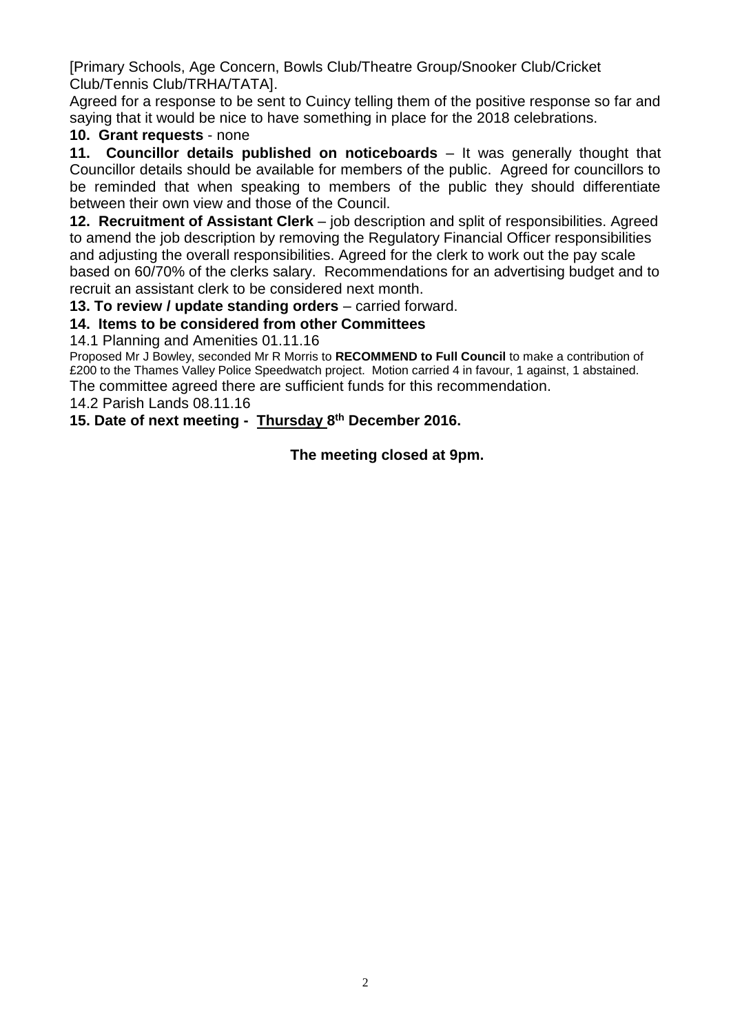[Primary Schools, Age Concern, Bowls Club/Theatre Group/Snooker Club/Cricket Club/Tennis Club/TRHA/TATA].

Agreed for a response to be sent to Cuincy telling them of the positive response so far and saying that it would be nice to have something in place for the 2018 celebrations.

**10. Grant requests** - none

**11. Councillor details published on noticeboards** – It was generally thought that Councillor details should be available for members of the public. Agreed for councillors to be reminded that when speaking to members of the public they should differentiate between their own view and those of the Council.

**12. Recruitment of Assistant Clerk** – job description and split of responsibilities. Agreed to amend the job description by removing the Regulatory Financial Officer responsibilities and adjusting the overall responsibilities. Agreed for the clerk to work out the pay scale based on 60/70% of the clerks salary. Recommendations for an advertising budget and to recruit an assistant clerk to be considered next month.

**13. To review / update standing orders** – carried forward.

**14. Items to be considered from other Committees**

14.1 Planning and Amenities 01.11.16

Proposed Mr J Bowley, seconded Mr R Morris to **RECOMMEND to Full Council** to make a contribution of £200 to the Thames Valley Police Speedwatch project. Motion carried 4 in favour, 1 against, 1 abstained.

The committee agreed there are sufficient funds for this recommendation.

14.2 Parish Lands 08.11.16

**15. Date of next meeting - Thursday 8th December 2016.**

**The meeting closed at 9pm.**